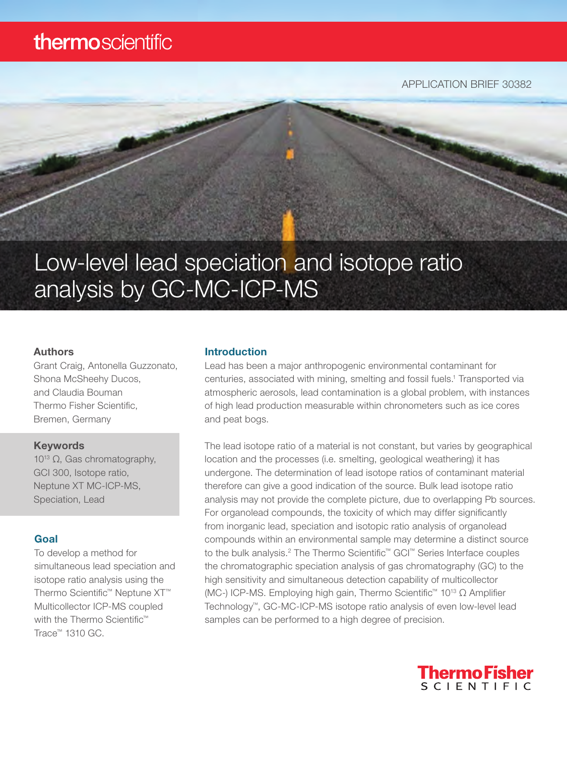APPLICATION BRIEF 30382

# Low-level lead speciation and isotope ratio analysis by GC-MC-ICP-MS

### Authors

Grant Craig, Antonella Guzzonato, Shona McSheehy Ducos, and Claudia Bouman
Thermo Fisher Scientific, Bremen, Germany

### Keywords

$10^{13}$ Ω, Gas chromatography, GCI 300, Isotope ratio, Neptune XT MC-ICP-MS, Speciation, Lead

### Goal

To develop a method for simultaneous lead speciation and isotope ratio analysis using the Thermo Scientific™ Neptune XT™ Multicollector ICP-MS coupled with the Thermo Scientific™ Trace™ 1310 GC.

## Introduction

Lead has been a major anthropogenic environmental contaminant for centuries, associated with mining, smelting and fossil fuels.[1] Transported via atmospheric aerosols, lead contamination is a global problem, with instances of high lead production measurable within chronometers such as ice cores and peat bogs.

The lead isotope ratio of a material is not constant, but varies by geographical location and the processes (i.e. smelting, geological weathering) it has undergone. The determination of lead isotope ratios of contaminant material therefore can give a good indication of the source. Bulk lead isotope ratio analysis may not provide the complete picture, due to overlapping Pb sources. For organolead compounds, the toxicity of which may differ significantly from inorganic lead, speciation and isotopic ratio analysis of organolead compounds within an environmental sample may determine a distinct source to the bulk analysis.[2] The Thermo Scientific™ GCI™ Series Interface couples the chromatographic speciation analysis of gas chromatography (GC) to the high sensitivity and simultaneous detection capability of multicollector (MC-) ICP-MS. Employing high gain, Thermo Scientific™ $10^{13}$ Ω Amplifier Technology™, GC-MC-ICP-MS isotope ratio analysis of even low-level lead samples can be performed to a high degree of precision.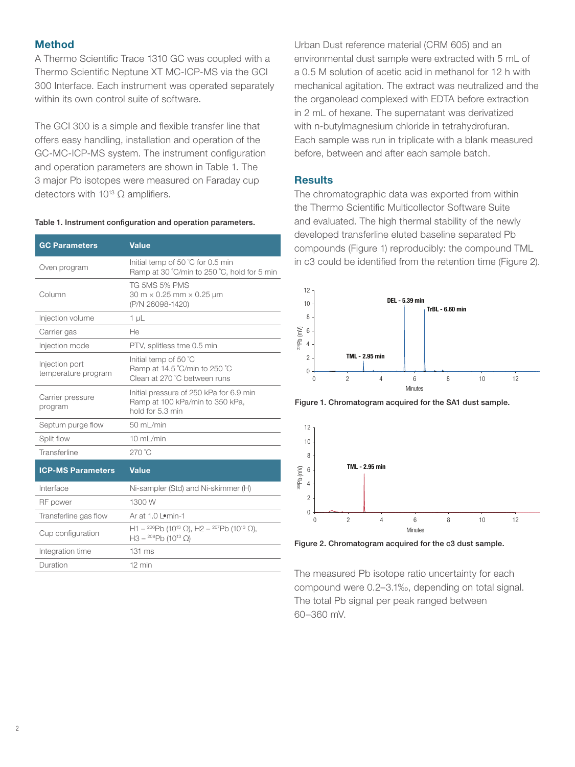## Method

A Thermo Scientific Trace 1310 GC was coupled with a Thermo Scientific Neptune XT MC-ICP-MS via the GCI 300 Interface. Each instrument was operated separately within its own control suite of software.

The GCI 300 is a simple and flexible transfer line that offers easy handling, installation and operation of the GC-MC-ICP-MS system. The instrument configuration and operation parameters are shown in Table 1. The 3 major Pb isotopes were measured on Faraday cup detectors with $10^{13}$ Ω amplifiers.

**Table 1. Instrument configuration and operation parameters.**

| GC Parameters | Value |
|---|---|
| Oven program | Initial temp of 50 ˚C for 0.5 min<br>Ramp at 30 ˚C/min to 250 ˚C, hold for 5 min |
| Column | TG 5MS 5% PMS<br>30 m × 0.25 mm × 0.25 µm<br>(P/N 26098-1420) |
| Injection volume | 1 µL |
| Carrier gas | He |
| Injection mode | PTV, splitless tme 0.5 min |
| Injection port temperature program | Initial temp of 50 ˚C<br>Ramp at 14.5 ˚C/min to 250 ˚C<br>Clean at 270 ˚C between runs |
| Carrier pressure program | Initial pressure of 250 kPa for 6.9 min<br>Ramp at 100 kPa/min to 350 kPa,<br>hold for 5.3 min |
| Septum purge flow | 50 mL/min |
| Split flow | 10 mL/min |
| Transferline | 270 ˚C |
| **ICP-MS Parameters** | **Value** |
| Interface | Ni-sampler (Std) and Ni-skimmer (H) |
| RF power | 1300 W |
| Transferline gas flow | Ar at 1.0 L•min-1 |
| Cup configuration | H1 – $^{206}$Pb ($10^{13}$ Ω), H2 – $^{207}$Pb ($10^{13}$ Ω),<br>H3 – $^{208}$Pb ($10^{13}$ Ω) |
| Integration time | 131 ms |
| Duration | 12 min |

Urban Dust reference material (CRM 605) and an environmental dust sample were extracted with 5 mL of a 0.5 M solution of acetic acid in methanol for 12 h with mechanical agitation. The extract was neutralized and the the organolead complexed with EDTA before extraction in 2 mL of hexane. The supernatant was derivatized with n-butylmagnesium chloride in tetrahydrofuran. Each sample was run in triplicate with a blank measured before, between and after each sample batch.

## Results

The chromatographic data was exported from within the Thermo Scientific Multicollector Software Suite and evaluated. The high thermal stability of the newly developed transferline eluted baseline separated Pb compounds (Figure 1) reproducibly: the compound TML in c3 could be identified from the retention time (Figure 2).

**Figure 1. Chromatogram acquired for the SA1 dust sample.**

**Figure 2. Chromatogram acquired for the c3 dust sample.**

The measured Pb isotope ratio uncertainty for each compound were 0.2–3.1‰, depending on total signal. The total Pb signal per peak ranged between 60–360 mV.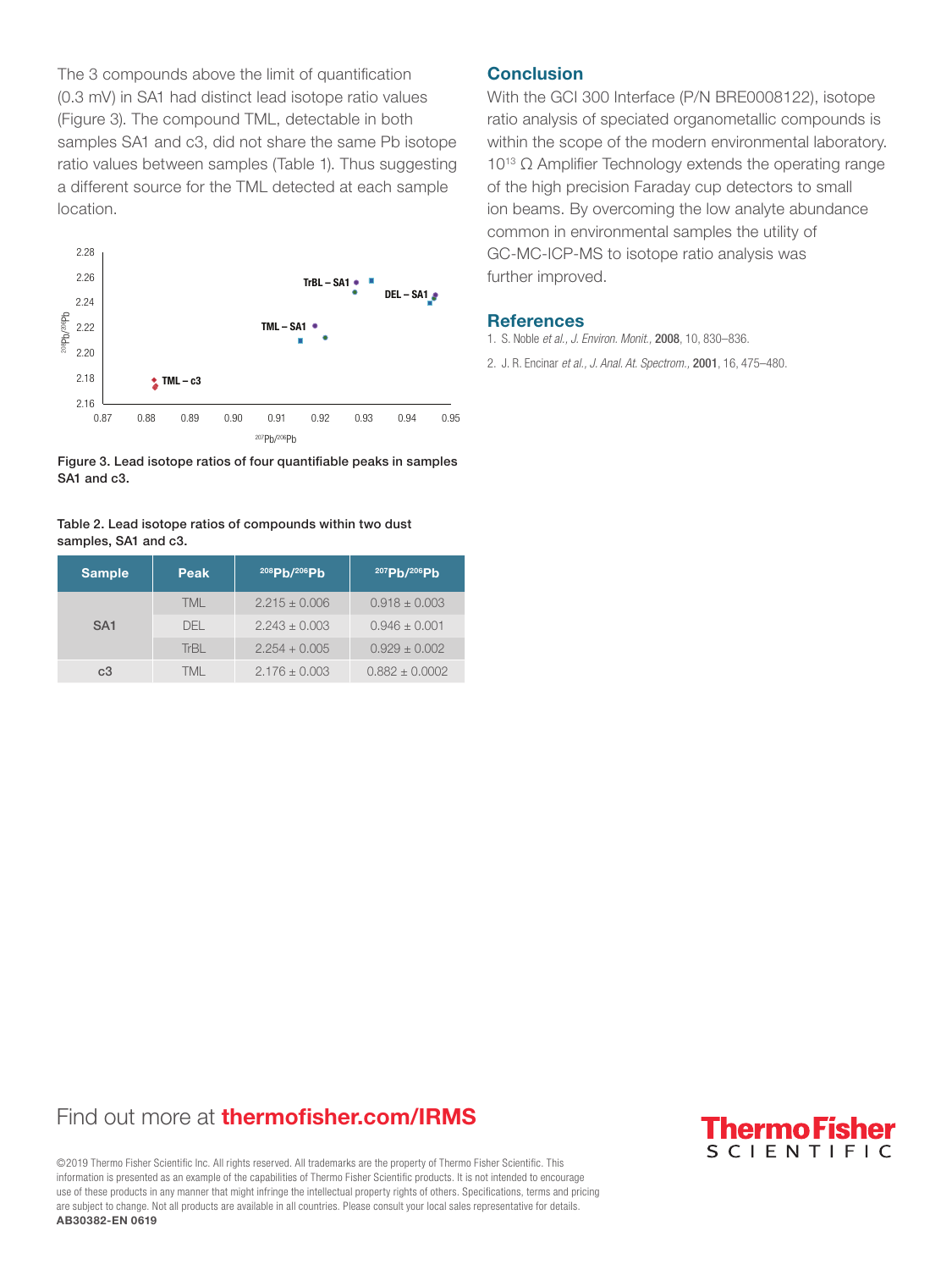The 3 compounds above the limit of quantification (0.3 mV) in SA1 had distinct lead isotope ratio values (Figure 3). The compound TML, detectable in both samples SA1 and c3, did not share the same Pb isotope ratio values between samples (Table 1). Thus suggesting a different source for the TML detected at each sample location.

2.28
2.26
2.24
2.22
2.20
2.18
2.16
$^{208}Pb/^{206}Pb$
0.87 0.88 0.89 0.90 0.91 0.92 0.93 0.94 0.95
$^{207}Pb/^{206}Pb$
TrBL – SA1
DEL – SA1
TML – SA1
TML – c3

**Figure 3. Lead isotope ratios of four quantifiable peaks in samples SA1 and c3.**

**Table 2. Lead isotope ratios of compounds within two dust samples, SA1 and c3.**

| Sample | Peak | $^{208}Pb/^{206}Pb$ | $^{207}Pb/^{206}Pb$ |
|---|---|---|---|
| SA1 | TML | 2.215 ± 0.006 | 0.918 ± 0.003 |
| | DEL | 2.243 ± 0.003 | 0.946 ± 0.001 |
| | TrBL | 2.254 + 0.005 | 0.929 ± 0.002 |
| c3 | TML | 2.176 ± 0.003 | 0.882 ± 0.0002 |

## Conclusion

With the GCI 300 Interface (P/N BRE0008122), isotope ratio analysis of speciated organometallic compounds is within the scope of the modern environmental laboratory. $10^{13}$ Ω Amplifier Technology extends the operating range of the high precision Faraday cup detectors to small ion beams. By overcoming the low analyte abundance common in environmental samples the utility of GC-MC-ICP-MS to isotope ratio analysis was further improved.

## References

1. S. Noble *et al., J. Environ. Monit.*, **2008**, 10, 830–836.
2. J. R. Encinar *et al., J. Anal. At. Spectrom.*, **2001**, 16, 475–480.

Find out more at **thermofisher.com/IRMS**

©2019 Thermo Fisher Scientific Inc. All rights reserved. All trademarks are the property of Thermo Fisher Scientific. This information is presented as an example of the capabilities of Thermo Fisher Scientific products. It is not intended to encourage use of these products in any manner that might infringe the intellectual property rights of others. Specifications, terms and pricing are subject to change. Not all products are available in all countries. Please consult your local sales representative for details.
**AB30382-EN 0619**

ThermoFisher SCIENTIFIC